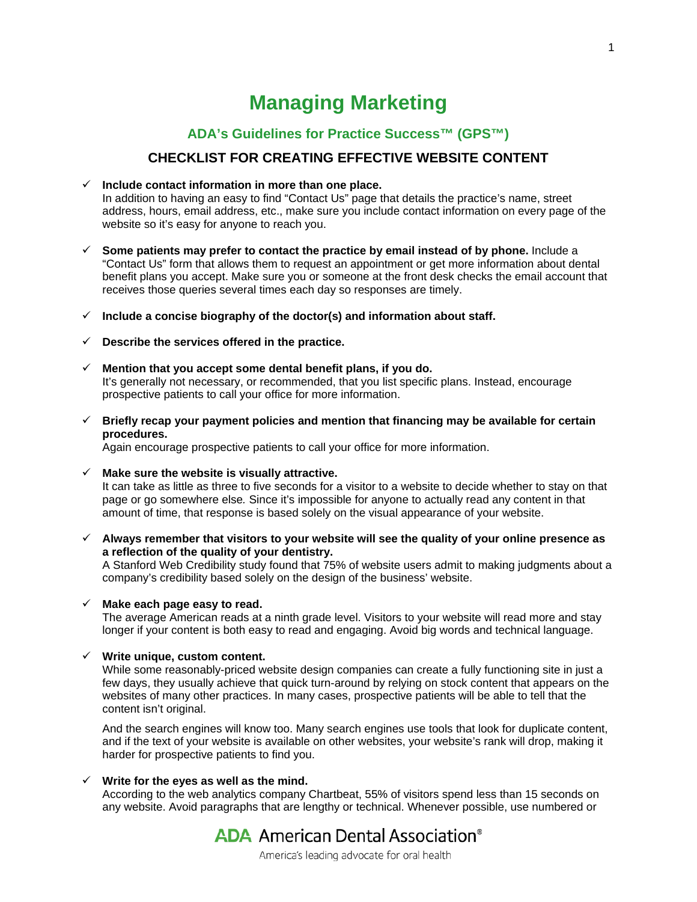# Managing Marketing

## ADA's Guidelines for Practice Success™ (GPS™)

### CHECKLIST FOR CREATING EFFECTIVE WEBSITE CONTENT

- ✓ **Include contact information in more than one place.**
  In addition to having an easy to find "Contact Us" page that details the practice's name, street address, hours, email address, etc., make sure you include contact information on every page of the website so it's easy for anyone to reach you.

- ✓ **Some patients may prefer to contact the practice by email instead of by phone.** Include a "Contact Us" form that allows them to request an appointment or get more information about dental benefit plans you accept. Make sure you or someone at the front desk checks the email account that receives those queries several times each day so responses are timely.

- ✓ **Include a concise biography of the doctor(s) and information about staff.**

- ✓ **Describe the services offered in the practice.**

- ✓ **Mention that you accept some dental benefit plans, if you do.**
  It's generally not necessary, or recommended, that you list specific plans. Instead, encourage prospective patients to call your office for more information.

- ✓ **Briefly recap your payment policies and mention that financing may be available for certain procedures.**
  Again encourage prospective patients to call your office for more information.

- ✓ **Make sure the website is visually attractive.**
  It can take as little as three to five seconds for a visitor to a website to decide whether to stay on that page or go somewhere else. Since it's impossible for anyone to actually read any content in that amount of time, that response is based solely on the visual appearance of your website.

- ✓ **Always remember that visitors to your website will see the quality of your online presence as a reflection of the quality of your dentistry.**
  A Stanford Web Credibility study found that 75% of website users admit to making judgments about a company's credibility based solely on the design of the business' website.

- ✓ **Make each page easy to read.**
  The average American reads at a ninth grade level. Visitors to your website will read more and stay longer if your content is both easy to read and engaging. Avoid big words and technical language.

- ✓ **Write unique, custom content.**
  While some reasonably-priced website design companies can create a fully functioning site in just a few days, they usually achieve that quick turn-around by relying on stock content that appears on the websites of many other practices. In many cases, prospective patients will be able to tell that the content isn't original.

  And the search engines will know too. Many search engines use tools that look for duplicate content, and if the text of your website is available on other websites, your website's rank will drop, making it harder for prospective patients to find you.

- ✓ **Write for the eyes as well as the mind.**
  According to the web analytics company Chartbeat, 55% of visitors spend less than 15 seconds on any website. Avoid paragraphs that are lengthy or technical. Whenever possible, use numbered or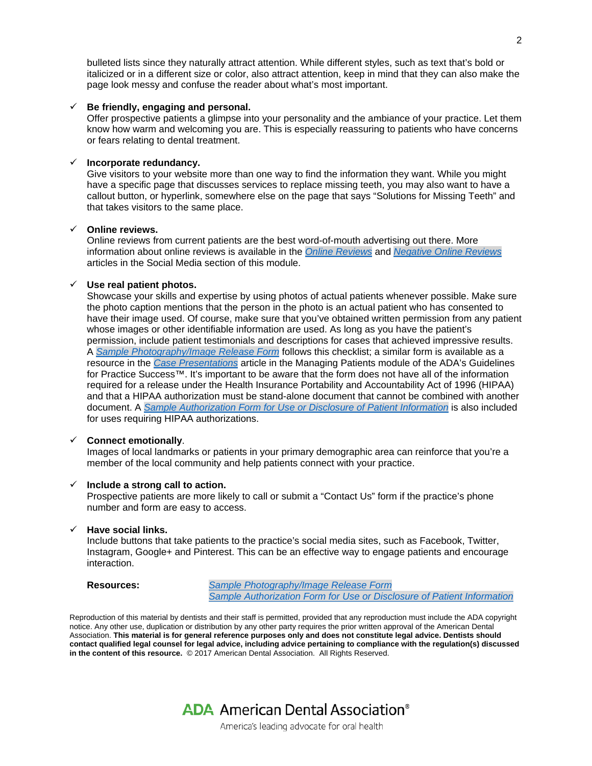bulleted lists since they naturally attract attention. While different styles, such as text that's bold or italicized or in a different size or color, also attract attention, keep in mind that they can also make the page look messy and confuse the reader about what's most important.

- ✓ **Be friendly, engaging and personal.**
  Offer prospective patients a glimpse into your personality and the ambiance of your practice. Let them know how warm and welcoming you are. This is especially reassuring to patients who have concerns or fears relating to dental treatment.

- ✓ **Incorporate redundancy.**
  Give visitors to your website more than one way to find the information they want. While you might have a specific page that discusses services to replace missing teeth, you may also want to have a callout button, or hyperlink, somewhere else on the page that says "Solutions for Missing Teeth" and that takes visitors to the same place.

- ✓ **Online reviews.**
  Online reviews from current patients are the best word-of-mouth advertising out there. More information about online reviews is available in the *Online Reviews* and *Negative Online Reviews* articles in the Social Media section of this module.

- ✓ **Use real patient photos.**
  Showcase your skills and expertise by using photos of actual patients whenever possible. Make sure the photo caption mentions that the person in the photo is an actual patient who has consented to have their image used. Of course, make sure that you've obtained written permission from any patient whose images or other identifiable information are used. As long as you have the patient's permission, include patient testimonials and descriptions for cases that achieved impressive results. A *Sample Photography/Image Release Form* follows this checklist; a similar form is available as a resource in the *Case Presentations* article in the Managing Patients module of the ADA's Guidelines for Practice Success™. It's important to be aware that the form does not have all of the information required for a release under the Health Insurance Portability and Accountability Act of 1996 (HIPAA) and that a HIPAA authorization must be stand-alone document that cannot be combined with another document. A *Sample Authorization Form for Use or Disclosure of Patient Information* is also included for uses requiring HIPAA authorizations.

- ✓ **Connect emotionally**.
  Images of local landmarks or patients in your primary demographic area can reinforce that you're a member of the local community and help patients connect with your practice.

- ✓ **Include a strong call to action.**
  Prospective patients are more likely to call or submit a "Contact Us" form if the practice's phone number and form are easy to access.

- ✓ **Have social links.**
  Include buttons that take patients to the practice's social media sites, such as Facebook, Twitter, Instagram, Google+ and Pinterest. This can be an effective way to engage patients and encourage interaction.

**Resources:**
*Sample Photography/Image Release Form*
*Sample Authorization Form for Use or Disclosure of Patient Information*

Reproduction of this material by dentists and their staff is permitted, provided that any reproduction must include the ADA copyright notice. Any other use, duplication or distribution by any other party requires the prior written approval of the American Dental Association. **This material is for general reference purposes only and does not constitute legal advice. Dentists should contact qualified legal counsel for legal advice, including advice pertaining to compliance with the regulation(s) discussed in the content of this resource.** © 2017 American Dental Association. All Rights Reserved.

ADA American Dental Association®
America's leading advocate for oral health